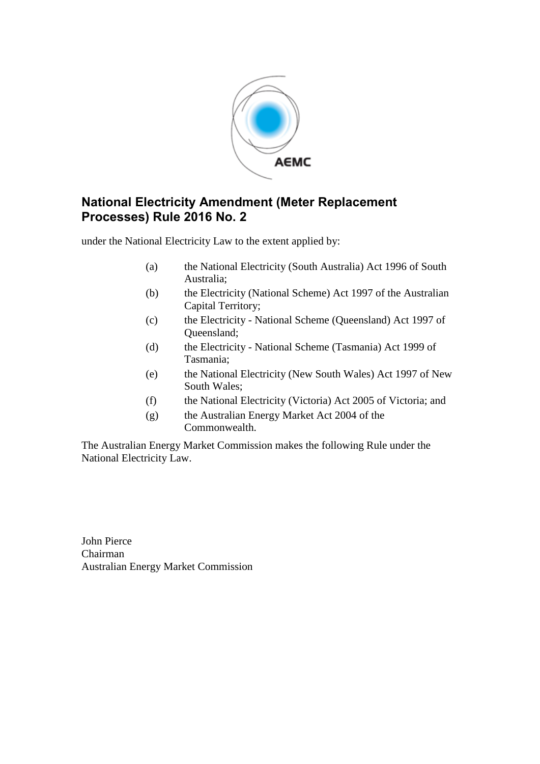# National Electricity Amendment (Meter Replacement Processes) Rule 2016 No. 2

under the National Electricity Law to the extent applied by:

(a) the National Electricity (South Australia) Act 1996 of South Australia;

(b) the Electricity (National Scheme) Act 1997 of the Australian Capital Territory;

(c) the Electricity - National Scheme (Queensland) Act 1997 of Queensland;

(d) the Electricity - National Scheme (Tasmania) Act 1999 of Tasmania;

(e) the National Electricity (New South Wales) Act 1997 of New South Wales;

(f) the National Electricity (Victoria) Act 2005 of Victoria; and

(g) the Australian Energy Market Act 2004 of the Commonwealth.

The Australian Energy Market Commission makes the following Rule under the National Electricity Law.

John Pierce
Chairman
Australian Energy Market Commission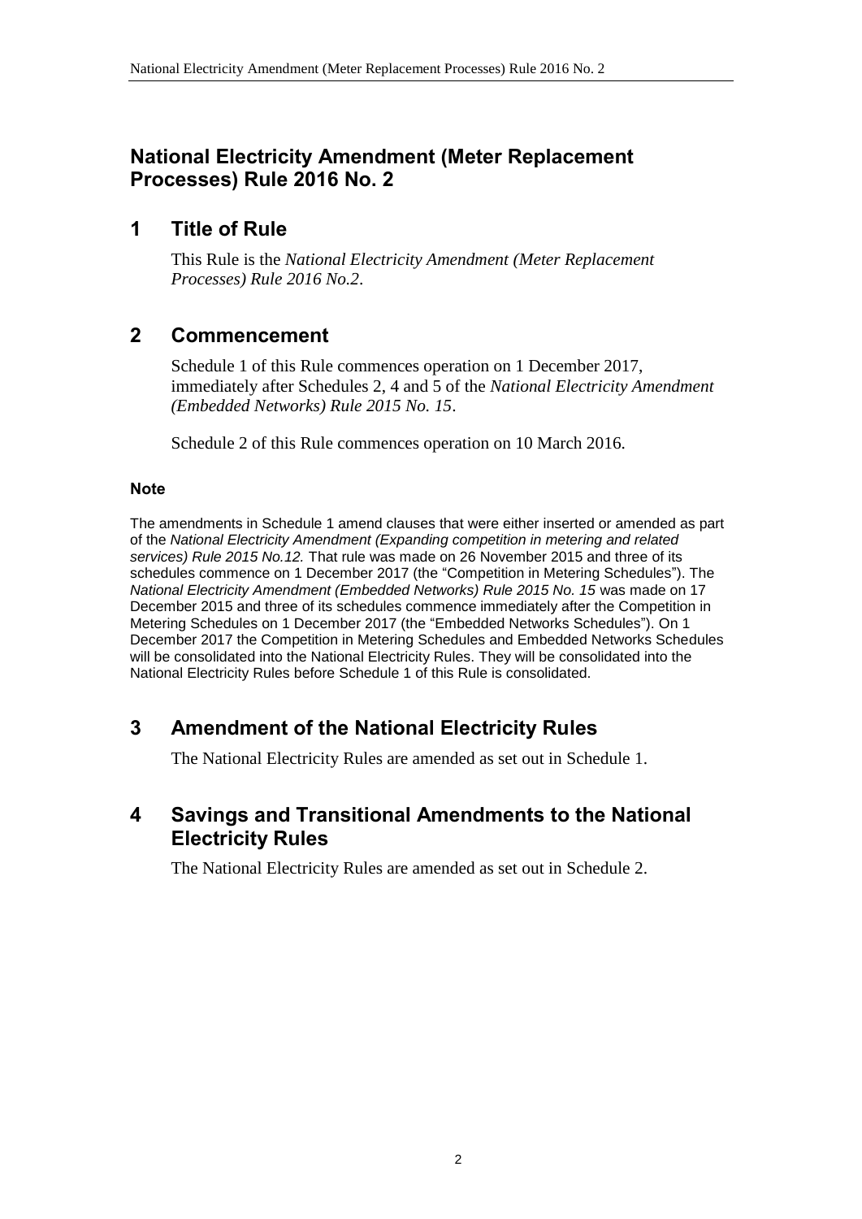# National Electricity Amendment (Meter Replacement Processes) Rule 2016 No. 2

## 1 Title of Rule

This Rule is the *National Electricity Amendment (Meter Replacement Processes) Rule 2016 No.2*.

## 2 Commencement

Schedule 1 of this Rule commences operation on 1 December 2017, immediately after Schedules 2, 4 and 5 of the *National Electricity Amendment (Embedded Networks) Rule 2015 No. 15*.

Schedule 2 of this Rule commences operation on 10 March 2016.

### Note

The amendments in Schedule 1 amend clauses that were either inserted or amended as part of the *National Electricity Amendment (Expanding competition in metering and related services) Rule 2015 No.12.* That rule was made on 26 November 2015 and three of its schedules commence on 1 December 2017 (the "Competition in Metering Schedules"). The *National Electricity Amendment (Embedded Networks) Rule 2015 No. 15* was made on 17 December 2015 and three of its schedules commence immediately after the Competition in Metering Schedules on 1 December 2017 (the "Embedded Networks Schedules"). On 1 December 2017 the Competition in Metering Schedules and Embedded Networks Schedules will be consolidated into the National Electricity Rules. They will be consolidated into the National Electricity Rules before Schedule 1 of this Rule is consolidated.

## 3 Amendment of the National Electricity Rules

The National Electricity Rules are amended as set out in Schedule 1.

## 4 Savings and Transitional Amendments to the National Electricity Rules

The National Electricity Rules are amended as set out in Schedule 2.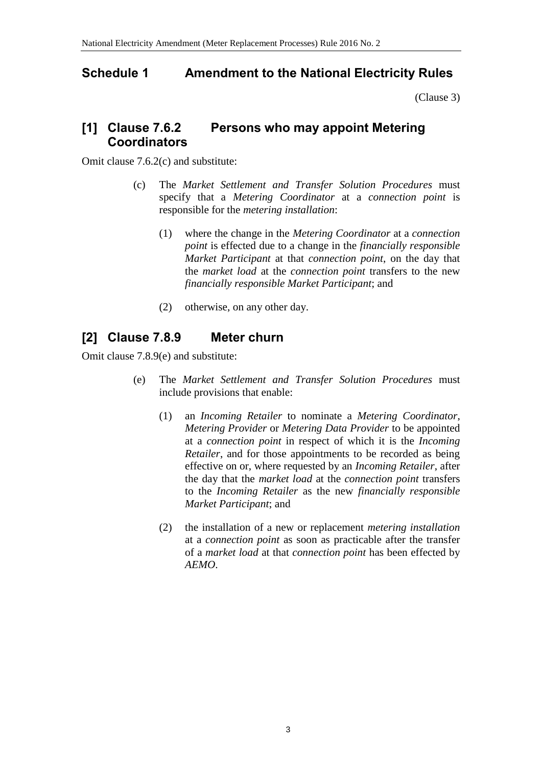## Schedule 1 Amendment to the National Electricity Rules

(Clause 3)

### [1] Clause 7.6.2 Persons who may appoint Metering Coordinators

Omit clause 7.6.2(c) and substitute:

(c) The *Market Settlement and Transfer Solution Procedures* must specify that a *Metering Coordinator* at a *connection point* is responsible for the *metering installation*:

(1) where the change in the *Metering Coordinator* at a *connection point* is effected due to a change in the *financially responsible Market Participant* at that *connection point*, on the day that the *market load* at the *connection point* transfers to the new *financially responsible Market Participant*; and

(2) otherwise, on any other day.

### [2] Clause 7.8.9 Meter churn

Omit clause 7.8.9(e) and substitute:

(e) The *Market Settlement and Transfer Solution Procedures* must include provisions that enable:

(1) an *Incoming Retailer* to nominate a *Metering Coordinator*, *Metering Provider* or *Metering Data Provider* to be appointed at a *connection point* in respect of which it is the *Incoming Retailer*, and for those appointments to be recorded as being effective on or, where requested by an *Incoming Retailer*, after the day that the *market load* at the *connection point* transfers to the *Incoming Retailer* as the new *financially responsible Market Participant*; and

(2) the installation of a new or replacement *metering installation* at a *connection point* as soon as practicable after the transfer of a *market load* at that *connection point* has been effected by *AEMO*.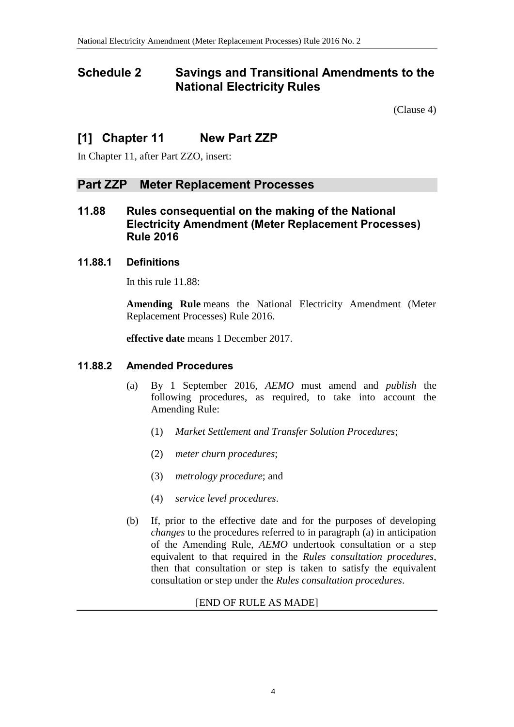# Schedule 2 Savings and Transitional Amendments to the National Electricity Rules

(Clause 4)

## [1] Chapter 11 New Part ZZP

In Chapter 11, after Part ZZO, insert:

## Part ZZP Meter Replacement Processes

### 11.88 Rules consequential on the making of the National Electricity Amendment (Meter Replacement Processes) Rule 2016

#### 11.88.1 Definitions

In this rule 11.88:

**Amending Rule** means the National Electricity Amendment (Meter Replacement Processes) Rule 2016.

**effective date** means 1 December 2017.

#### 11.88.2 Amended Procedures

(a) By 1 September 2016, *AEMO* must amend and *publish* the following procedures, as required, to take into account the Amending Rule:

(1) *Market Settlement and Transfer Solution Procedures*;

(2) *meter churn procedures*;

(3) *metrology procedure*; and

(4) *service level procedures*.

(b) If, prior to the effective date and for the purposes of developing *changes* to the procedures referred to in paragraph (a) in anticipation of the Amending Rule, *AEMO* undertook consultation or a step equivalent to that required in the *Rules consultation procedures*, then that consultation or step is taken to satisfy the equivalent consultation or step under the *Rules consultation procedures*.

[END OF RULE AS MADE]